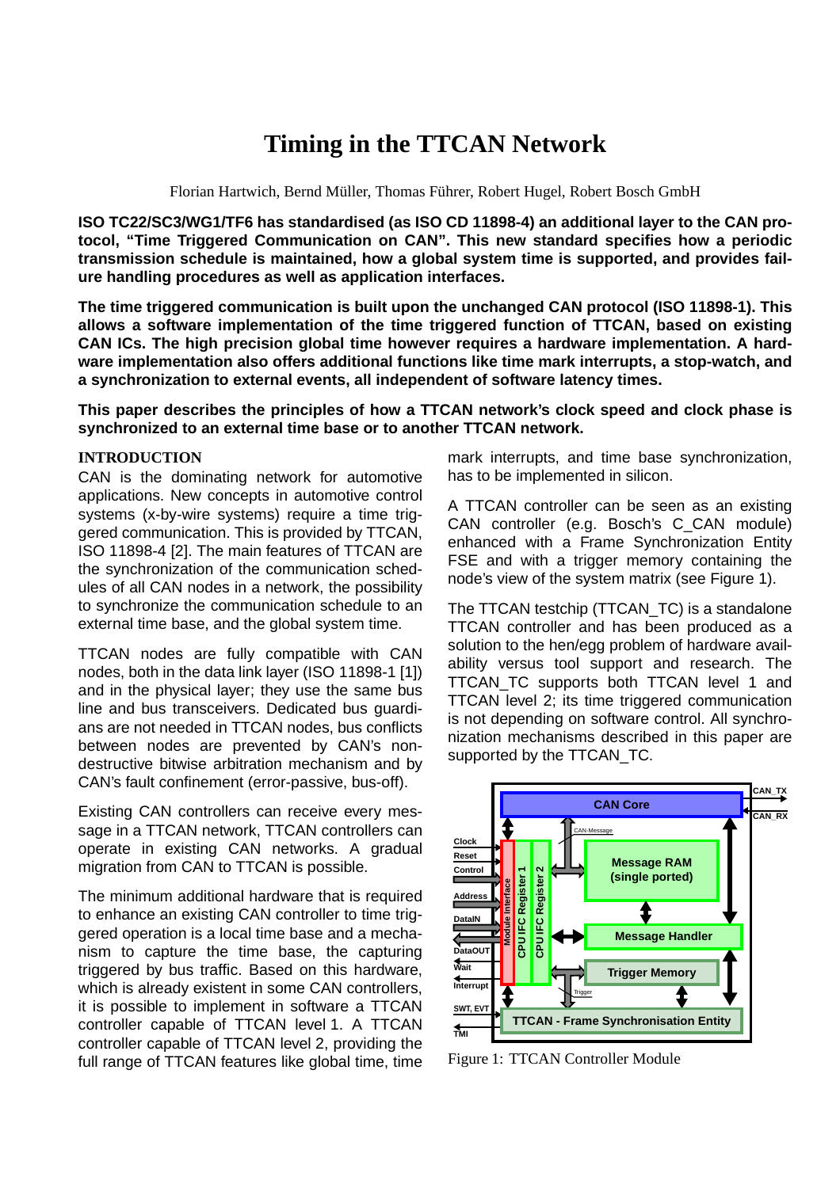# Timing in the TTCAN Network

Florian Hartwich, Bernd Müller, Thomas Führer, Robert Hugel, Robert Bosch GmbH

**ISO TC22/SC3/WG1/TF6 has standardised (as ISO CD 11898-4) an additional layer to the CAN protocol, "Time Triggered Communication on CAN". This new standard specifies how a periodic transmission schedule is maintained, how a global system time is supported, and provides failure handling procedures as well as application interfaces.**

**The time triggered communication is built upon the unchanged CAN protocol (ISO 11898-1). This allows a software implementation of the time triggered function of TTCAN, based on existing CAN ICs. The high precision global time however requires a hardware implementation. A hardware implementation also offers additional functions like time mark interrupts, a stop-watch, and a synchronization to external events, all independent of software latency times.**

**This paper describes the principles of how a TTCAN network's clock speed and clock phase is synchronized to an external time base or to another TTCAN network.**

## INTRODUCTION

CAN is the dominating network for automotive applications. New concepts in automotive control systems (x-by-wire systems) require a time triggered communication. This is provided by TTCAN, ISO 11898-4 [2]. The main features of TTCAN are the synchronization of the communication schedules of all CAN nodes in a network, the possibility to synchronize the communication schedule to an external time base, and the global system time.

TTCAN nodes are fully compatible with CAN nodes, both in the data link layer (ISO 11898-1 [1]) and in the physical layer; they use the same bus line and bus transceivers. Dedicated bus guardians are not needed in TTCAN nodes, bus conflicts between nodes are prevented by CAN's non-destructive bitwise arbitration mechanism and by CAN's fault confinement (error-passive, bus-off).

Existing CAN controllers can receive every message in a TTCAN network, TTCAN controllers can operate in existing CAN networks. A gradual migration from CAN to TTCAN is possible.

The minimum additional hardware that is required to enhance an existing CAN controller to time triggered operation is a local time base and a mechanism to capture the time base, the capturing triggered by bus traffic. Based on this hardware, which is already existent in some CAN controllers, it is possible to implement in software a TTCAN controller capable of TTCAN level 1. A TTCAN controller capable of TTCAN level 2, providing the full range of TTCAN features like global time, time mark interrupts, and time base synchronization, has to be implemented in silicon.

A TTCAN controller can be seen as an existing CAN controller (e.g. Bosch's C_CAN module) enhanced with a Frame Synchronization Entity FSE and with a trigger memory containing the node's view of the system matrix (see Figure 1).

The TTCAN testchip (TTCAN_TC) is a standalone TTCAN controller and has been produced as a solution to the hen/egg problem of hardware availability versus tool support and research. The TTCAN_TC supports both TTCAN level 1 and TTCAN level 2; its time triggered communication is not depending on software control. All synchronization mechanisms described in this paper are supported by the TTCAN_TC.

Figure 1: TTCAN Controller Module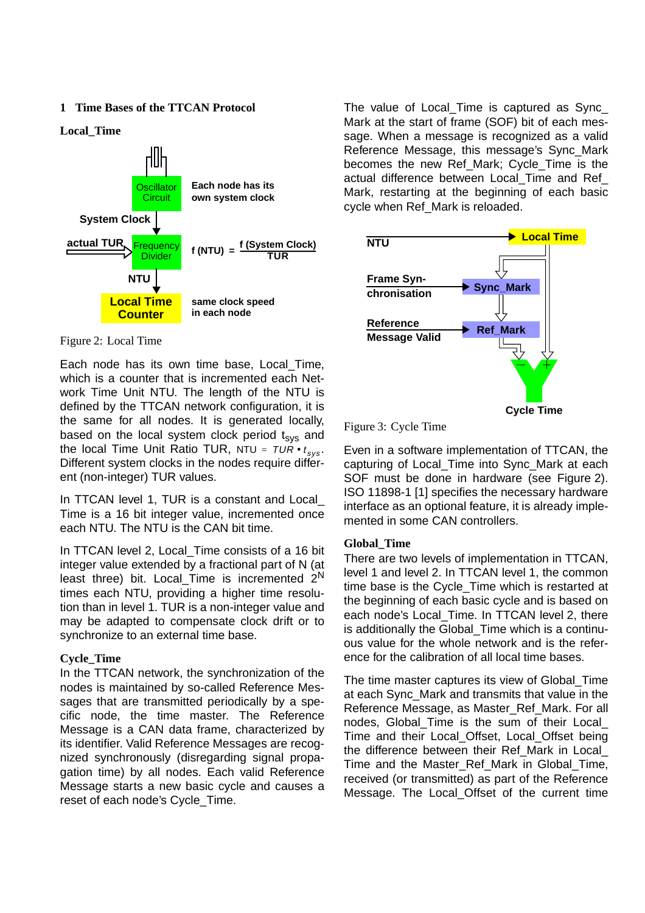## 1 Time Bases of the TTCAN Protocol

### Local_Time

Figure 2: Local Time

Each node has its own time base, Local_Time, which is a counter that is incremented each Network Time Unit NTU. The length of the NTU is defined by the TTCAN network configuration, it is the same for all nodes. It is generated locally, based on the local system clock period $t_{sys}$ and the local Time Unit Ratio TUR, $NTU = TUR \cdot t_{sys}$. Different system clocks in the nodes require different (non-integer) TUR values.

In TTCAN level 1, TUR is a constant and Local_Time is a 16 bit integer value, incremented once each NTU. The NTU is the CAN bit time.

In TTCAN level 2, Local_Time consists of a 16 bit integer value extended by a fractional part of N (at least three) bit. Local_Time is incremented $2^N$ times each NTU, providing a higher time resolution than in level 1. TUR is a non-integer value and may be adapted to compensate clock drift or to synchronize to an external time base.

### Cycle_Time

In the TTCAN network, the synchronization of the nodes is maintained by so-called Reference Messages that are transmitted periodically by a specific node, the time master. The Reference Message is a CAN data frame, characterized by its identifier. Valid Reference Messages are recognized synchronously (disregarding signal propagation time) by all nodes. Each valid Reference Message starts a new basic cycle and causes a reset of each node's Cycle_Time.

The value of Local_Time is captured as Sync_Mark at the start of frame (SOF) bit of each message. When a message is recognized as a valid Reference Message, this message's Sync_Mark becomes the new Ref_Mark; Cycle_Time is the actual difference between Local_Time and Ref_Mark, restarting at the beginning of each basic cycle when Ref_Mark is reloaded.

Figure 3: Cycle Time

Even in a software implementation of TTCAN, the capturing of Local_Time into Sync_Mark at each SOF must be done in hardware (see Figure 2). ISO 11898-1 [1] specifies the necessary hardware interface as an optional feature, it is already implemented in some CAN controllers.

### Global_Time

There are two levels of implementation in TTCAN, level 1 and level 2. In TTCAN level 1, the common time base is the Cycle_Time which is restarted at the beginning of each basic cycle and is based on each node's Local_Time. In TTCAN level 2, there is additionally the Global_Time which is a continuous value for the whole network and is the reference for the calibration of all local time bases.

The time master captures its view of Global_Time at each Sync_Mark and transmits that value in the Reference Message, as Master_Ref_Mark. For all nodes, Global_Time is the sum of their Local_Time and their Local_Offset, Local_Offset being the difference between their Ref_Mark in Local_Time and the Master_Ref_Mark in Global_Time, received (or transmitted) as part of the Reference Message. The Local_Offset of the current time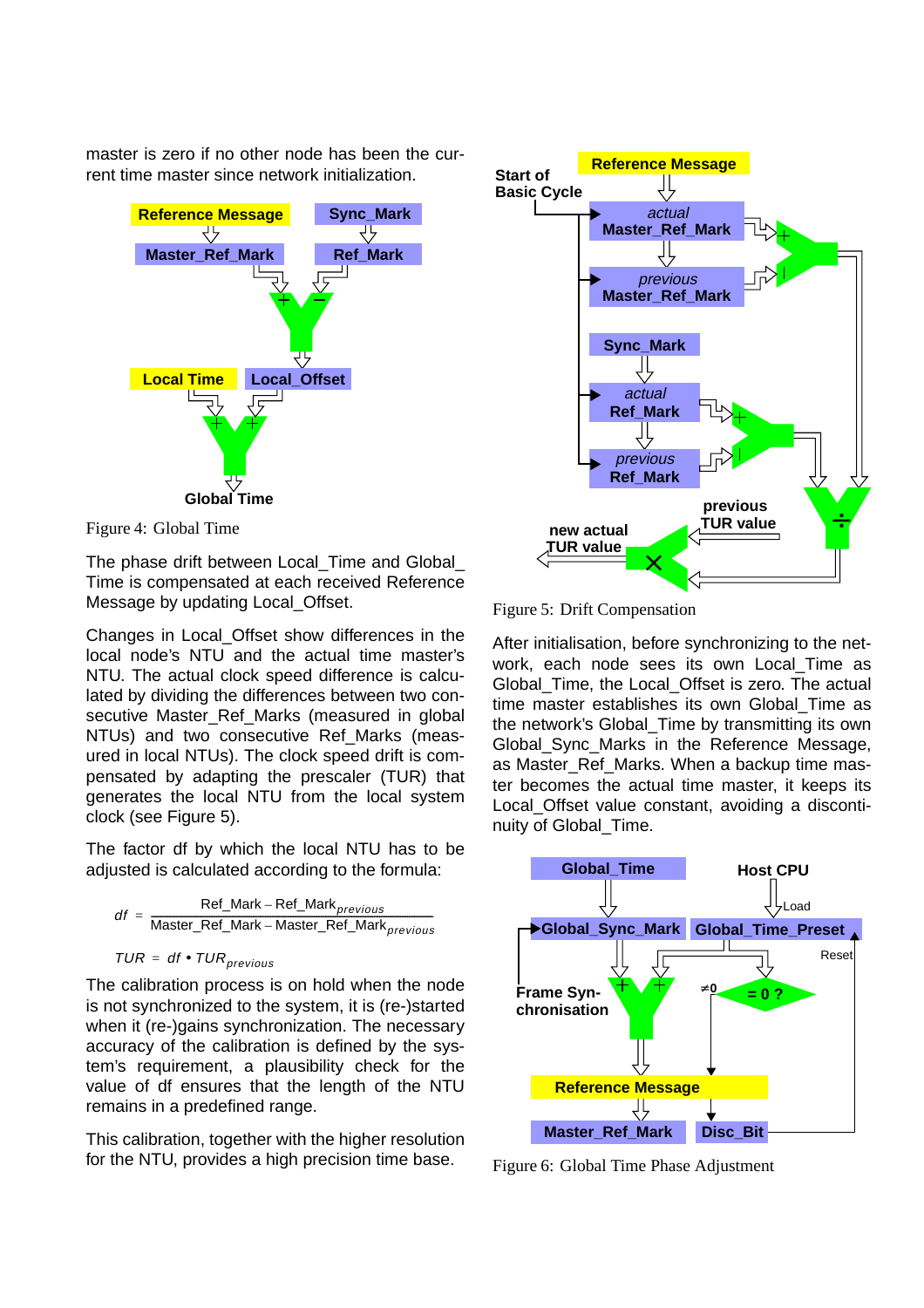master is zero if no other node has been the current time master since network initialization.

Figure 4: Global Time

The phase drift between Local_Time and Global_Time is compensated at each received Reference Message by updating Local_Offset.

Changes in Local_Offset show differences in the local node's NTU and the actual time master's NTU. The actual clock speed difference is calculated by dividing the differences between two consecutive Master_Ref_Marks (measured in global NTUs) and two consecutive Ref_Marks (measured in local NTUs). The clock speed drift is compensated by adapting the prescaler (TUR) that generates the local NTU from the local system clock (see Figure 5).

The factor df by which the local NTU has to be adjusted is calculated according to the formula:

$$df = \frac{Ref\_Mark - Ref\_Mark_{previous}}{Master\_Ref\_Mark - Master\_Ref\_Mark_{previous}}$$

$$TUR = df \bullet TUR_{previous}$$

The calibration process is on hold when the node is not synchronized to the system, it is (re-)started when it (re-)gains synchronization. The necessary accuracy of the calibration is defined by the system's requirement, a plausibility check for the value of df ensures that the length of the NTU remains in a predefined range.

This calibration, together with the higher resolution for the NTU, provides a high precision time base.

Figure 5: Drift Compensation

After initialisation, before synchronizing to the network, each node sees its own Local_Time as Global_Time, the Local_Offset is zero. The actual time master establishes its own Global_Time as the network's Global_Time by transmitting its own Global_Sync_Marks in the Reference Message, as Master_Ref_Marks. When a backup time master becomes the actual time master, it keeps its Local_Offset value constant, avoiding a discontinuity of Global_Time.

Figure 6: Global Time Phase Adjustment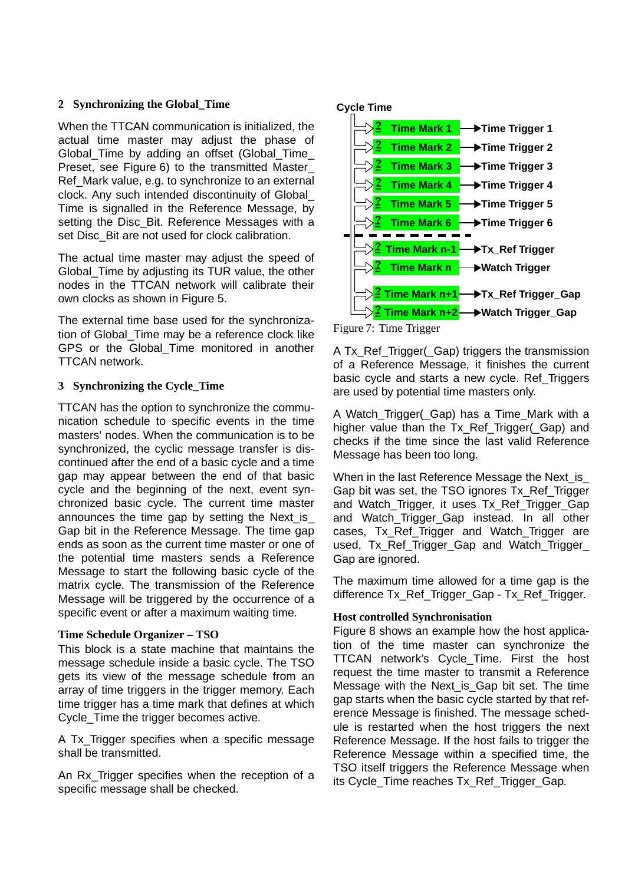## 2 Synchronizing the Global_Time

When the TTCAN communication is initialized, the actual time master may adjust the phase of Global_Time by adding an offset (Global_Time_Preset, see Figure 6) to the transmitted Master_Ref_Mark value, e.g. to synchronize to an external clock. Any such intended discontinuity of Global_Time is signalled in the Reference Message, by setting the Disc_Bit. Reference Messages with a set Disc_Bit are not used for clock calibration.

The actual time master may adjust the speed of Global_Time by adjusting its TUR value, the other nodes in the TTCAN network will calibrate their own clocks as shown in Figure 5.

The external time base used for the synchronization of Global_Time may be a reference clock like GPS or the Global_Time monitored in another TTCAN network.

## 3 Synchronizing the Cycle_Time

TTCAN has the option to synchronize the communication schedule to specific events in the time masters' nodes. When the communication is to be synchronized, the cyclic message transfer is discontinued after the end of a basic cycle and a time gap may appear between the end of that basic cycle and the beginning of the next, event synchronized basic cycle. The current time master announces the time gap by setting the Next_is_Gap bit in the Reference Message. The time gap ends as soon as the current time master or one of the potential time masters sends a Reference Message to start the following basic cycle of the matrix cycle. The transmission of the Reference Message will be triggered by the occurrence of a specific event or after a maximum waiting time.

### Time Schedule Organizer – TSO

This block is a state machine that maintains the message schedule inside a basic cycle. The TSO gets its view of the message schedule from an array of time triggers in the trigger memory. Each time trigger has a time mark that defines at which Cycle_Time the trigger becomes active.

A Tx_Trigger specifies when a specific message shall be transmitted.

An Rx_Trigger specifies when the reception of a specific message shall be checked.

Cycle Time

| | | |
|---|---|---|
| ≥ | Time Mark 1 | Time Trigger 1 |
| ≥ | Time Mark 2 | Time Trigger 2 |
| ≥ | Time Mark 3 | Time Trigger 3 |
| ≥ | Time Mark 4 | Time Trigger 4 |
| ≥ | Time Mark 5 | Time Trigger 5 |
| ≥ | Time Mark 6 | Time Trigger 6 |
| ≥ | Time Mark n-1 | Tx_Ref Trigger |
| ≥ | Time Mark n | Watch Trigger |
| ≥ | Time Mark n+1 | Tx_Ref Trigger_Gap |
| ≥ | Time Mark n+2 | Watch Trigger_Gap |

Figure 7: Time Trigger

A Tx_Ref_Trigger(_Gap) triggers the transmission of a Reference Message, it finishes the current basic cycle and starts a new cycle. Ref_Triggers are used by potential time masters only.

A Watch_Trigger(_Gap) has a Time_Mark with a higher value than the Tx_Ref_Trigger(_Gap) and checks if the time since the last valid Reference Message has been too long.

When in the last Reference Message the Next_is_Gap bit was set, the TSO ignores Tx_Ref_Trigger and Watch_Trigger, it uses Tx_Ref_Trigger_Gap and Watch_Trigger_Gap instead. In all other cases, Tx_Ref_Trigger and Watch_Trigger are used, Tx_Ref_Trigger_Gap and Watch_Trigger_Gap are ignored.

The maximum time allowed for a time gap is the difference Tx_Ref_Trigger_Gap - Tx_Ref_Trigger.

### Host controlled Synchronisation

Figure 8 shows an example how the host application of the time master can synchronize the TTCAN network's Cycle_Time. First the host request the time master to transmit a Reference Message with the Next_is_Gap bit set. The time gap starts when the basic cycle started by that reference Message is finished. The message schedule is restarted when the host triggers the next Reference Message. If the host fails to trigger the Reference Message within a specified time, the TSO itself triggers the Reference Message when its Cycle_Time reaches Tx_Ref_Trigger_Gap.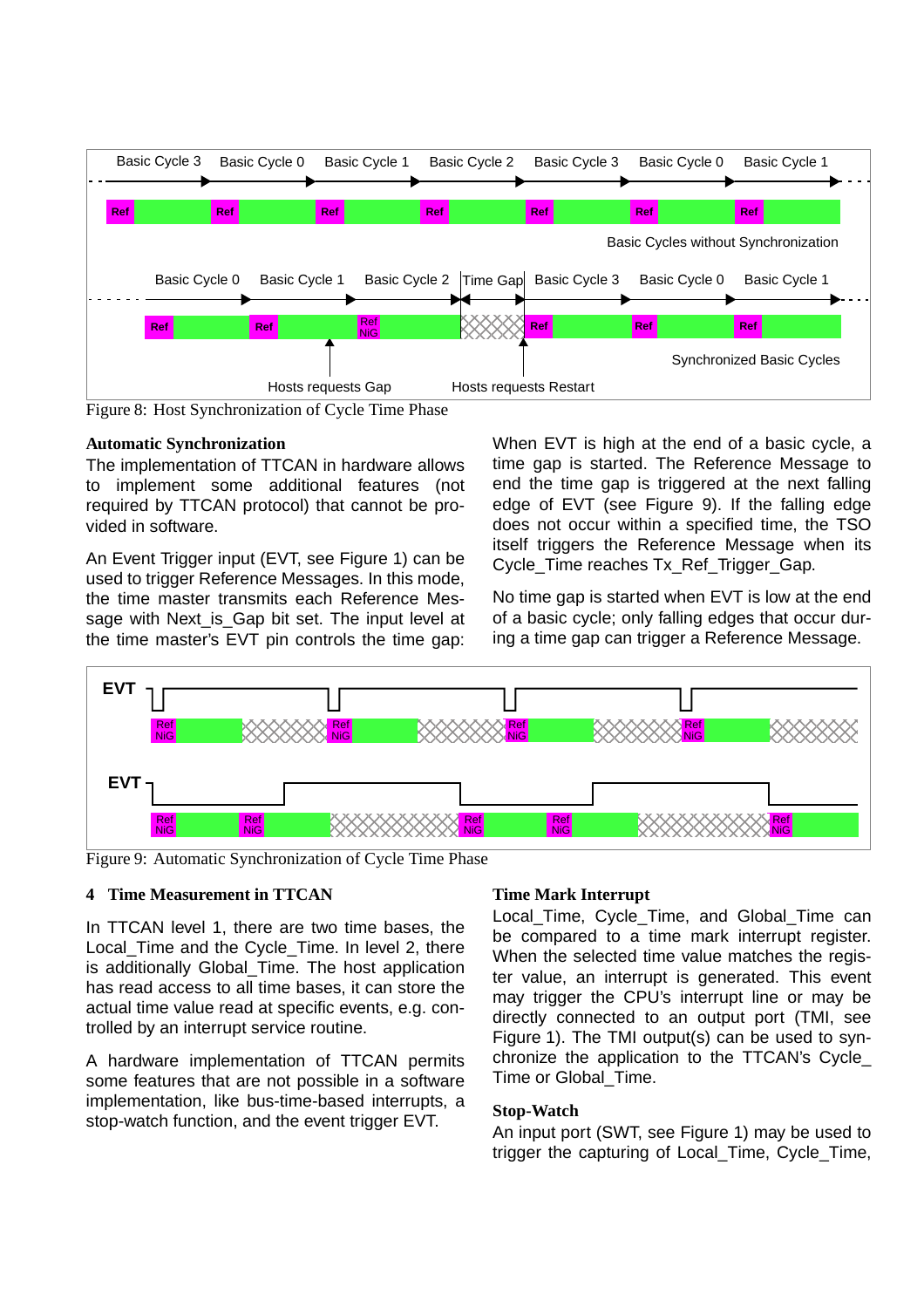Figure 8: Host Synchronization of Cycle Time Phase

### Automatic Synchronization

The implementation of TTCAN in hardware allows to implement some additional features (not required by TTCAN protocol) that cannot be provided in software.

An Event Trigger input (EVT, see Figure 1) can be used to trigger Reference Messages. In this mode, the time master transmits each Reference Message with Next_is_Gap bit set. The input level at the time master's EVT pin controls the time gap: When EVT is high at the end of a basic cycle, a time gap is started. The Reference Message to end the time gap is triggered at the next falling edge of EVT (see Figure 9). If the falling edge does not occur within a specified time, the TSO itself triggers the Reference Message when its Cycle_Time reaches Tx_Ref_Trigger_Gap.

No time gap is started when EVT is low at the end of a basic cycle; only falling edges that occur during a time gap can trigger a Reference Message.

Figure 9: Automatic Synchronization of Cycle Time Phase

## 4 Time Measurement in TTCAN

In TTCAN level 1, there are two time bases, the Local_Time and the Cycle_Time. In level 2, there is additionally Global_Time. The host application has read access to all time bases, it can store the actual time value read at specific events, e.g. controlled by an interrupt service routine.

A hardware implementation of TTCAN permits some features that are not possible in a software implementation, like bus-time-based interrupts, a stop-watch function, and the event trigger EVT.

### Time Mark Interrupt

Local_Time, Cycle_Time, and Global_Time can be compared to a time mark interrupt register. When the selected time value matches the register value, an interrupt is generated. This event may trigger the CPU's interrupt line or may be directly connected to an output port (TMI, see Figure 1). The TMI output(s) can be used to synchronize the application to the TTCAN's Cycle_Time or Global_Time.

### Stop-Watch

An input port (SWT, see Figure 1) may be used to trigger the capturing of Local_Time, Cycle_Time,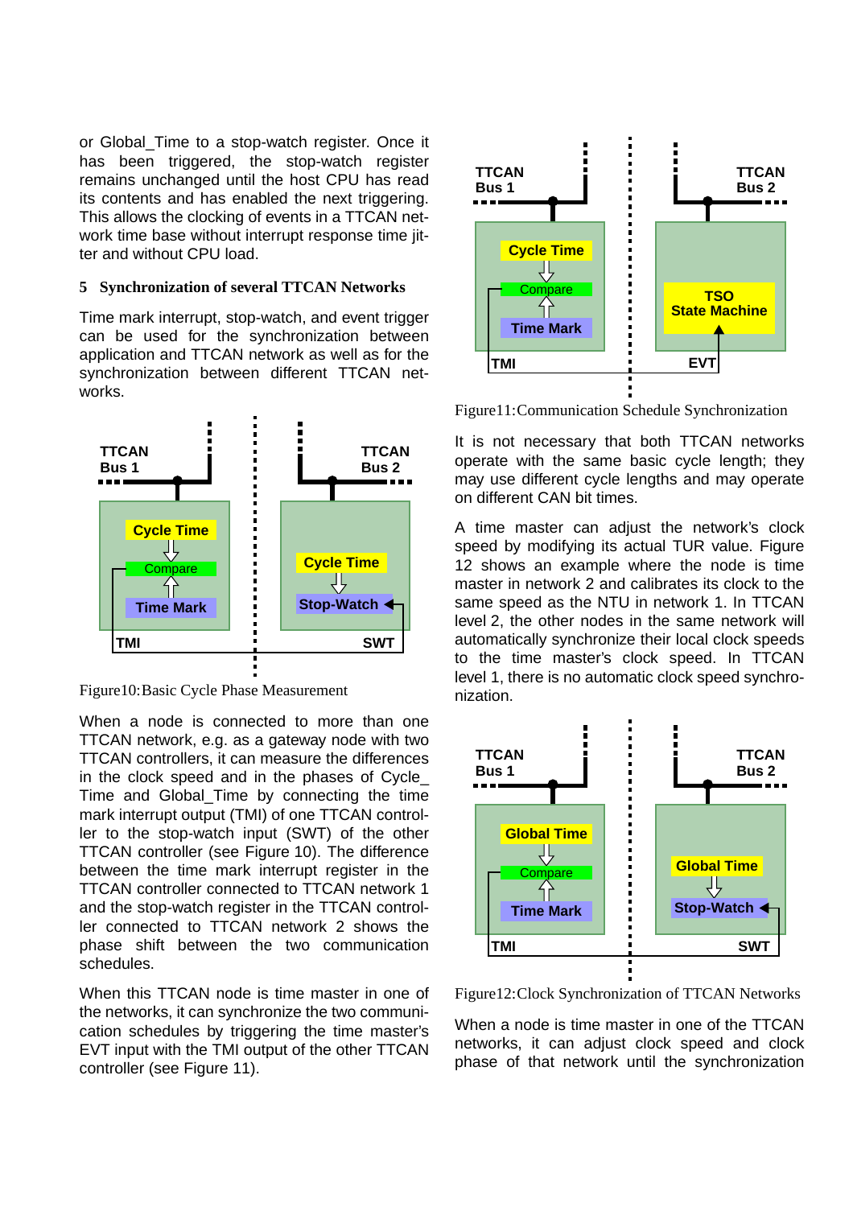or Global_Time to a stop-watch register. Once it has been triggered, the stop-watch register remains unchanged until the host CPU has read its contents and has enabled the next triggering. This allows the clocking of events in a TTCAN network time base without interrupt response time jitter and without CPU load.

## 5 Synchronization of several TTCAN Networks

Time mark interrupt, stop-watch, and event trigger can be used for the synchronization between application and TTCAN network as well as for the synchronization between different TTCAN networks.

Figure10:Basic Cycle Phase Measurement

When a node is connected to more than one TTCAN network, e.g. as a gateway node with two TTCAN controllers, it can measure the differences in the clock speed and in the phases of Cycle_Time and Global_Time by connecting the time mark interrupt output (TMI) of one TTCAN controller to the stop-watch input (SWT) of the other TTCAN controller (see Figure 10). The difference between the time mark interrupt register in the TTCAN controller connected to TTCAN network 1 and the stop-watch register in the TTCAN controller connected to TTCAN network 2 shows the phase shift between the two communication schedules.

When this TTCAN node is time master in one of the networks, it can synchronize the two communication schedules by triggering the time master's EVT input with the TMI output of the other TTCAN controller (see Figure 11).

Figure11:Communication Schedule Synchronization

It is not necessary that both TTCAN networks operate with the same basic cycle length; they may use different cycle lengths and may operate on different CAN bit times.

A time master can adjust the network's clock speed by modifying its actual TUR value. Figure 12 shows an example where the node is time master in network 2 and calibrates its clock to the same speed as the NTU in network 1. In TTCAN level 2, the other nodes in the same network will automatically synchronize their local clock speeds to the time master's clock speed. In TTCAN level 1, there is no automatic clock speed synchronization.

Figure12:Clock Synchronization of TTCAN Networks

When a node is time master in one of the TTCAN networks, it can adjust clock speed and clock phase of that network until the synchronization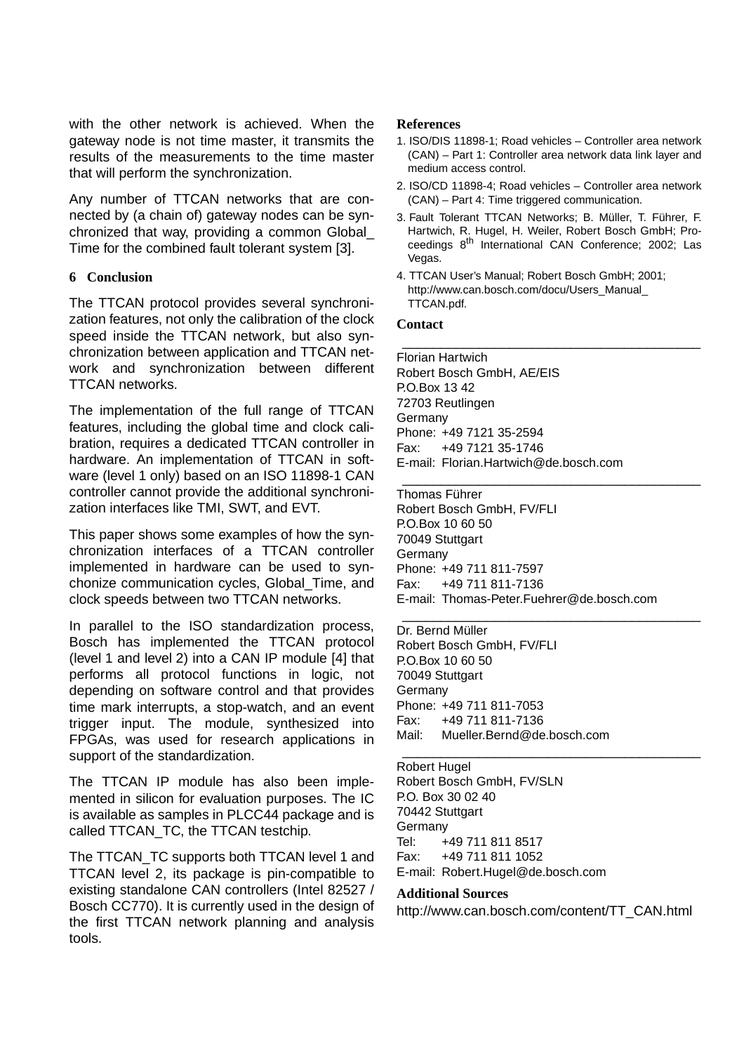with the other network is achieved. When the gateway node is not time master, it transmits the results of the measurements to the time master that will perform the synchronization.

Any number of TTCAN networks that are connected by (a chain of) gateway nodes can be synchronized that way, providing a common Global_ Time for the combined fault tolerant system [3].

## 6 Conclusion

The TTCAN protocol provides several synchronization features, not only the calibration of the clock speed inside the TTCAN network, but also synchronization between application and TTCAN network and synchronization between different TTCAN networks.

The implementation of the full range of TTCAN features, including the global time and clock calibration, requires a dedicated TTCAN controller in hardware. An implementation of TTCAN in software (level 1 only) based on an ISO 11898-1 CAN controller cannot provide the additional synchronization interfaces like TMI, SWT, and EVT.

This paper shows some examples of how the synchronization interfaces of a TTCAN controller implemented in hardware can be used to synchonize communication cycles, Global_Time, and clock speeds between two TTCAN networks.

In parallel to the ISO standardization process, Bosch has implemented the TTCAN protocol (level 1 and level 2) into a CAN IP module [4] that performs all protocol functions in logic, not depending on software control and that provides time mark interrupts, a stop-watch, and an event trigger input. The module, synthesized into FPGAs, was used for research applications in support of the standardization.

The TTCAN IP module has also been implemented in silicon for evaluation purposes. The IC is available as samples in PLCC44 package and is called TTCAN_TC, the TTCAN testchip.

The TTCAN_TC supports both TTCAN level 1 and TTCAN level 2, its package is pin-compatible to existing standalone CAN controllers (Intel 82527 / Bosch CC770). It is currently used in the design of the first TTCAN network planning and analysis tools.

## References

1. ISO/DIS 11898-1; Road vehicles – Controller area network (CAN) – Part 1: Controller area network data link layer and medium access control.
2. ISO/CD 11898-4; Road vehicles – Controller area network (CAN) – Part 4: Time triggered communication.
3. Fault Tolerant TTCAN Networks; B. Müller, T. Führer, F. Hartwich, R. Hugel, H. Weiler, Robert Bosch GmbH; Proceedings 8th International CAN Conference; 2002; Las Vegas.
4. TTCAN User's Manual; Robert Bosch GmbH; 2001; http://www.can.bosch.com/docu/Users_Manual_ TTCAN.pdf.

## Contact

---

Florian Hartwich
Robert Bosch GmbH, AE/EIS
P.O.Box 13 42
72703 Reutlingen
Germany
Phone: +49 7121 35-2594
Fax: +49 7121 35-1746
E-mail: Florian.Hartwich@de.bosch.com

---

Thomas Führer
Robert Bosch GmbH, FV/FLI
P.O.Box 10 60 50
70049 Stuttgart
Germany
Phone: +49 711 811-7597
Fax: +49 711 811-7136
E-mail: Thomas-Peter.Fuehrer@de.bosch.com

---

Dr. Bernd Müller
Robert Bosch GmbH, FV/FLI
P.O.Box 10 60 50
70049 Stuttgart
Germany
Phone: +49 711 811-7053
Fax: +49 711 811-7136
Mail: Mueller.Bernd@de.bosch.com

---

Robert Hugel
Robert Bosch GmbH, FV/SLN
P.O. Box 30 02 40
70442 Stuttgart
Germany
Tel: +49 711 811 8517
Fax: +49 711 811 1052
E-mail: Robert.Hugel@de.bosch.com

## Additional Sources

http://www.can.bosch.com/content/TT_CAN.html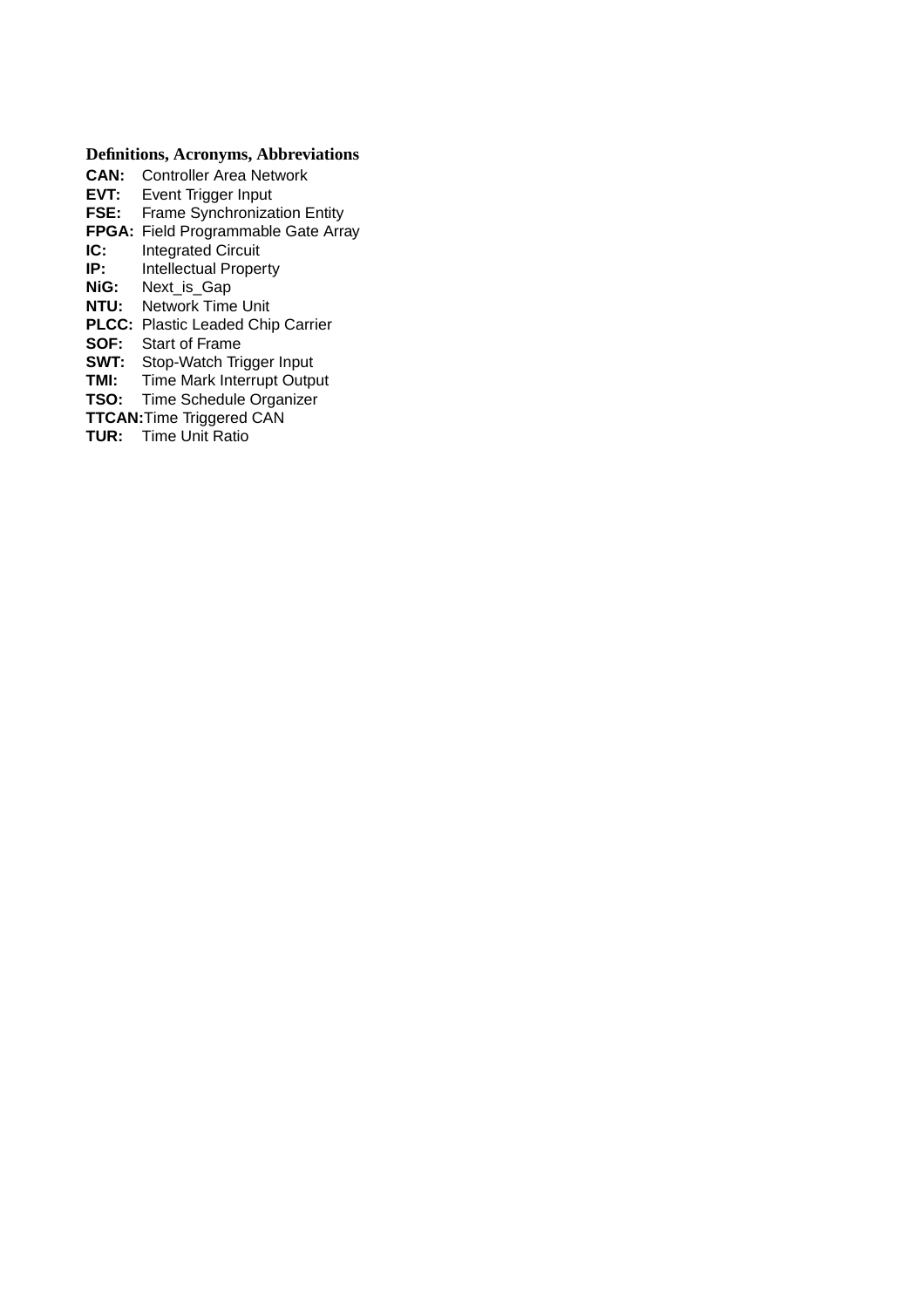### Definitions, Acronyms, Abbreviations

**CAN:** Controller Area Network
**EVT:** Event Trigger Input
**FSE:** Frame Synchronization Entity
**FPGA:** Field Programmable Gate Array
**IC:** Integrated Circuit
**IP:** Intellectual Property
**NiG:** Next_is_Gap
**NTU:** Network Time Unit
**PLCC:** Plastic Leaded Chip Carrier
**SOF:** Start of Frame
**SWT:** Stop-Watch Trigger Input
**TMI:** Time Mark Interrupt Output
**TSO:** Time Schedule Organizer
**TTCAN:** Time Triggered CAN
**TUR:** Time Unit Ratio